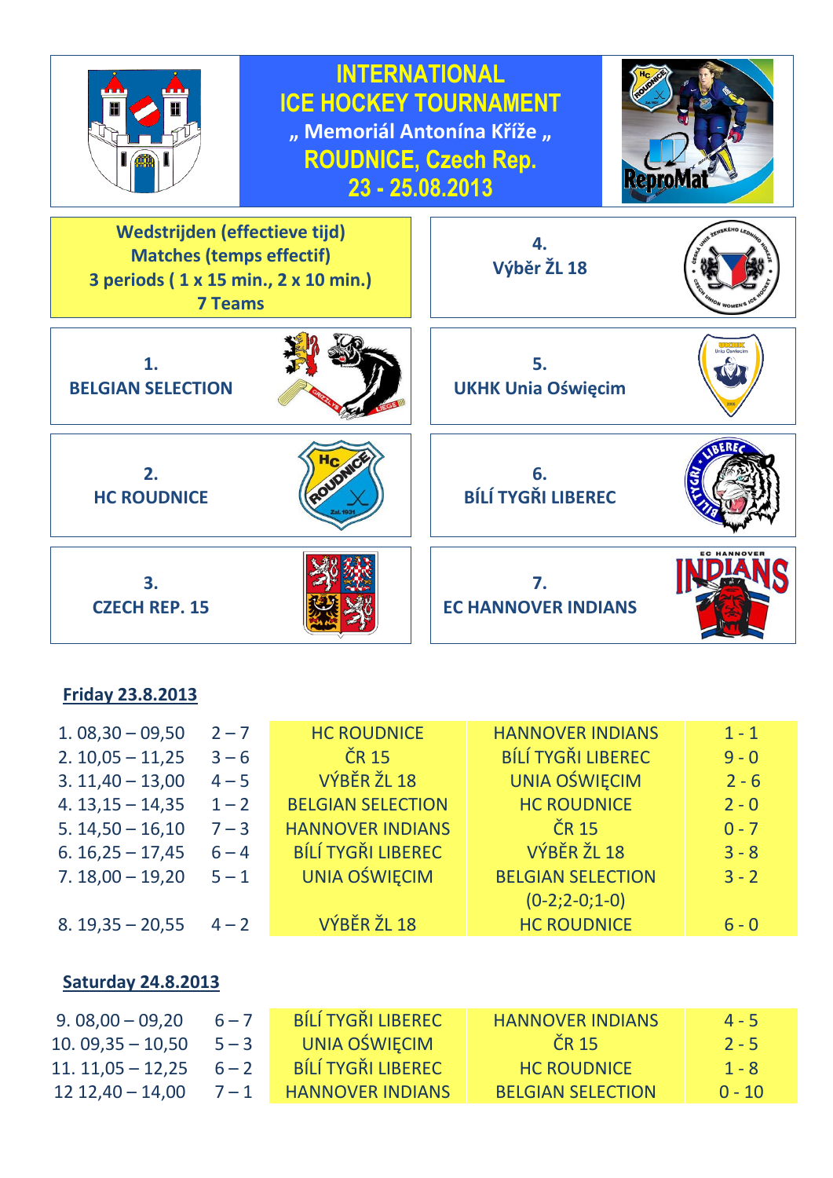# INTERNATIONAL ICE HOCKEY TOURNAMENT

## „ Memoriál Antonína Kříže „

## ROUDNICE, Czech Rep.

## 23 - 25.08.2013

**Wedstrijden (effectieve tijd)**
**Matches (temps effectif)**
**3 periods ( 1 x 15 min., 2 x 10 min.)**
**7 Teams**

**1. BELGIAN SELECTION**

**2. HC ROUDNICE**

**3. CZECH REP. 15**

**4. Výběr ŽL 18**

**5. UKHK Unia Oświęcim**

**6. BÍLÍ TYGŘI LIBEREC**

**7. EC HANNOVER INDIANS**

**Friday 23.8.2013**

| | | | | |
|---|---|---|---|---|
| 1. 08,30 – 09,50 | 2 – 7 | HC ROUDNICE | HANNOVER INDIANS | 1 - 1 |
| 2. 10,05 – 11,25 | 3 – 6 | ČR 15 | BÍLÍ TYGŘI LIBEREC | 9 - 0 |
| 3. 11,40 – 13,00 | 4 – 5 | VÝBĚR ŽL 18 | UNIA OŚWIĘCIM | 2 - 6 |
| 4. 13,15 – 14,35 | 1 – 2 | BELGIAN SELECTION | HC ROUDNICE | 2 - 0 |
| 5. 14,50 – 16,10 | 7 – 3 | HANNOVER INDIANS | ČR 15 | 0 - 7 |
| 6. 16,25 – 17,45 | 6 – 4 | BÍLÍ TYGŘI LIBEREC | VÝBĚR ŽL 18 | 3 - 8 |
| 7. 18,00 – 19,20 | 5 – 1 | UNIA OŚWIĘCIM | BELGIAN SELECTION (0-2;2-0;1-0) | 3 - 2 |
| 8. 19,35 – 20,55 | 4 – 2 | VÝBĚR ŽL 18 | HC ROUDNICE | 6 - 0 |

**Saturday 24.8.2013**

| | | | | |
|---|---|---|---|---|
| 9. 08,00 – 09,20 | 6 – 7 | BÍLÍ TYGŘI LIBEREC | HANNOVER INDIANS | 4 - 5 |
| 10. 09,35 – 10,50 | 5 – 3 | UNIA OŚWIĘCIM | ČR 15 | 2 - 5 |
| 11. 11,05 – 12,25 | 6 – 2 | BÍLÍ TYGŘI LIBEREC | HC ROUDNICE | 1 - 8 |
| 12 12,40 – 14,00 | 7 – 1 | HANNOVER INDIANS | BELGIAN SELECTION | 0 - 10 |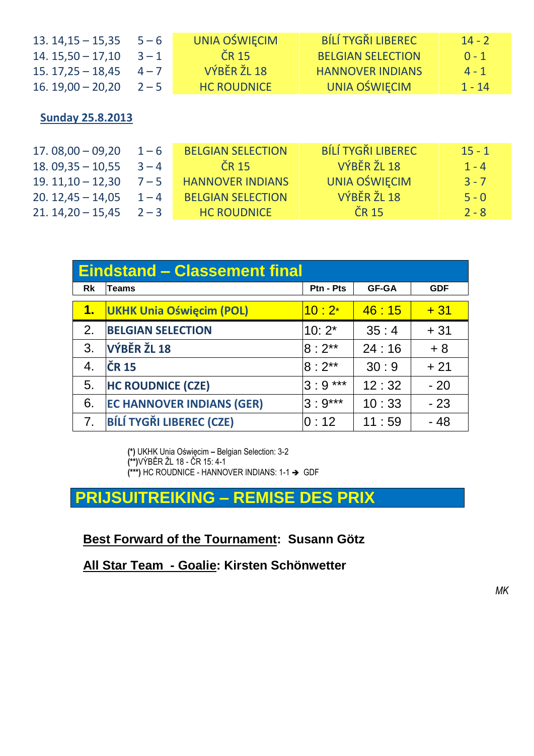| | | | | |
|---|---|---|---|---|
| 13. 14,15 – 15,35 | 5 – 6 | UNIA OŚWIĘCIM | BÍLÍ TYGŘI LIBEREC | 14 - 2 |
| 14. 15,50 – 17,10 | 3 – 1 | ČR 15 | BELGIAN SELECTION | 0 - 1 |
| 15. 17,25 – 18,45 | 4 – 7 | VÝBĚR ŽL 18 | HANNOVER INDIANS | 4 - 1 |
| 16. 19,00 – 20,20 | 2 – 5 | HC ROUDNICE | UNIA OŚWIĘCIM | 1 - 14 |

**Sunday 25.8.2013**

| | | | | |
|---|---|---|---|---|
| 17. 08,00 – 09,20 | 1 – 6 | BELGIAN SELECTION | BÍLÍ TYGŘI LIBEREC | 15 - 1 |
| 18. 09,35 – 10,55 | 3 – 4 | ČR 15 | VÝBĚR ŽL 18 | 1 - 4 |
| 19. 11,10 – 12,30 | 7 – 5 | HANNOVER INDIANS | UNIA OŚWIĘCIM | 3 - 7 |
| 20. 12,45 – 14,05 | 1 – 4 | BELGIAN SELECTION | VÝBĚR ŽL 18 | 5 - 0 |
| 21. 14,20 – 15,45 | 2 – 3 | HC ROUDNICE | ČR 15 | 2 - 8 |

## Eindstand – Classement final

| Rk | Teams | Ptn - Pts | GF-GA | GDF |
|---|---|---|---|---|
| **1.** | **UKHK Unia Oświęcim (POL)** | 10 : 2* | 46 : 15 | + 31 |
| 2. | **BELGIAN SELECTION** | 10: 2* | 35 : 4 | + 31 |
| 3. | **VÝBĚR ŽL 18** | 8 : 2** | 24 : 16 | + 8 |
| 4. | **ČR 15** | 8 : 2** | 30 : 9 | + 21 |
| 5. | **HC ROUDNICE (CZE)** | 3 : 9 *** | 12 : 32 | - 20 |
| 6. | **EC HANNOVER INDIANS (GER)** | 3 : 9*** | 10 : 33 | - 23 |
| 7. | **BÍLÍ TYGŘI LIBEREC (CZE)** | 0 : 12 | 11 : 59 | - 48 |

**(*)** UKHK Unia Oświęcim – Belgian Selection: 3-2
**(**)**VÝBĚR ŽL 18 - ČR 15: 4-1
**(***)** HC ROUDNICE - HANNOVER INDIANS: 1-1 → GDF

## PRIJSUITREIKING – REMISE DES PRIX

**Best Forward of the Tournament: Susann Götz**

**All Star Team - Goalie: Kirsten Schönwetter**

*MK*